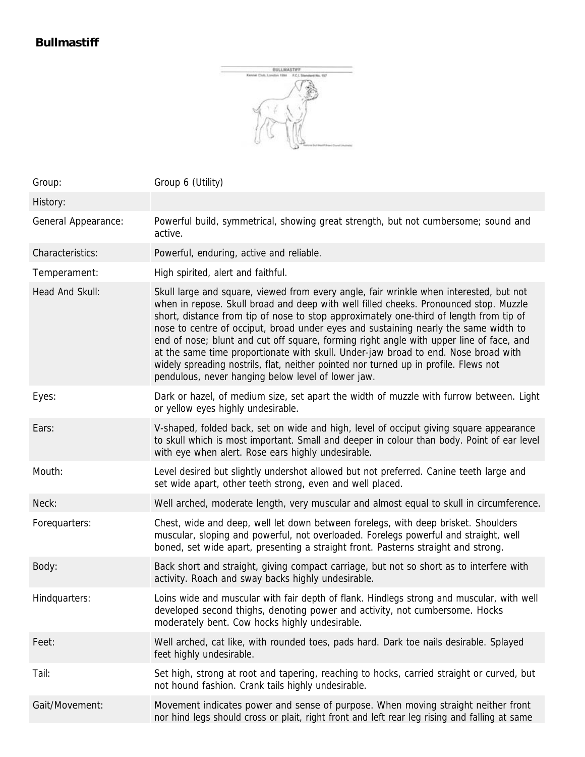**Bullmastiff**

| | |
|---|---|
| Group: | Group 6 (Utility) |
| History: | |
| General Appearance: | Powerful build, symmetrical, showing great strength, but not cumbersome; sound and active. |
| Characteristics: | Powerful, enduring, active and reliable. |
| Temperament: | High spirited, alert and faithful. |
| Head And Skull: | Skull large and square, viewed from every angle, fair wrinkle when interested, but not when in repose. Skull broad and deep with well filled cheeks. Pronounced stop. Muzzle short, distance from tip of nose to stop approximately one-third of length from tip of nose to centre of occiput, broad under eyes and sustaining nearly the same width to end of nose; blunt and cut off square, forming right angle with upper line of face, and at the same time proportionate with skull. Under-jaw broad to end. Nose broad with widely spreading nostrils, flat, neither pointed nor turned up in profile. Flews not pendulous, never hanging below level of lower jaw. |
| Eyes: | Dark or hazel, of medium size, set apart the width of muzzle with furrow between. Light or yellow eyes highly undesirable. |
| Ears: | V-shaped, folded back, set on wide and high, level of occiput giving square appearance to skull which is most important. Small and deeper in colour than body. Point of ear level with eye when alert. Rose ears highly undesirable. |
| Mouth: | Level desired but slightly undershot allowed but not preferred. Canine teeth large and set wide apart, other teeth strong, even and well placed. |
| Neck: | Well arched, moderate length, very muscular and almost equal to skull in circumference. |
| Forequarters: | Chest, wide and deep, well let down between forelegs, with deep brisket. Shoulders muscular, sloping and powerful, not overloaded. Forelegs powerful and straight, well boned, set wide apart, presenting a straight front. Pasterns straight and strong. |
| Body: | Back short and straight, giving compact carriage, but not so short as to interfere with activity. Roach and sway backs highly undesirable. |
| Hindquarters: | Loins wide and muscular with fair depth of flank. Hindlegs strong and muscular, with well developed second thighs, denoting power and activity, not cumbersome. Hocks moderately bent. Cow hocks highly undesirable. |
| Feet: | Well arched, cat like, with rounded toes, pads hard. Dark toe nails desirable. Splayed feet highly undesirable. |
| Tail: | Set high, strong at root and tapering, reaching to hocks, carried straight or curved, but not hound fashion. Crank tails highly undesirable. |
| Gait/Movement: | Movement indicates power and sense of purpose. When moving straight neither front nor hind legs should cross or plait, right front and left rear leg rising and falling at same |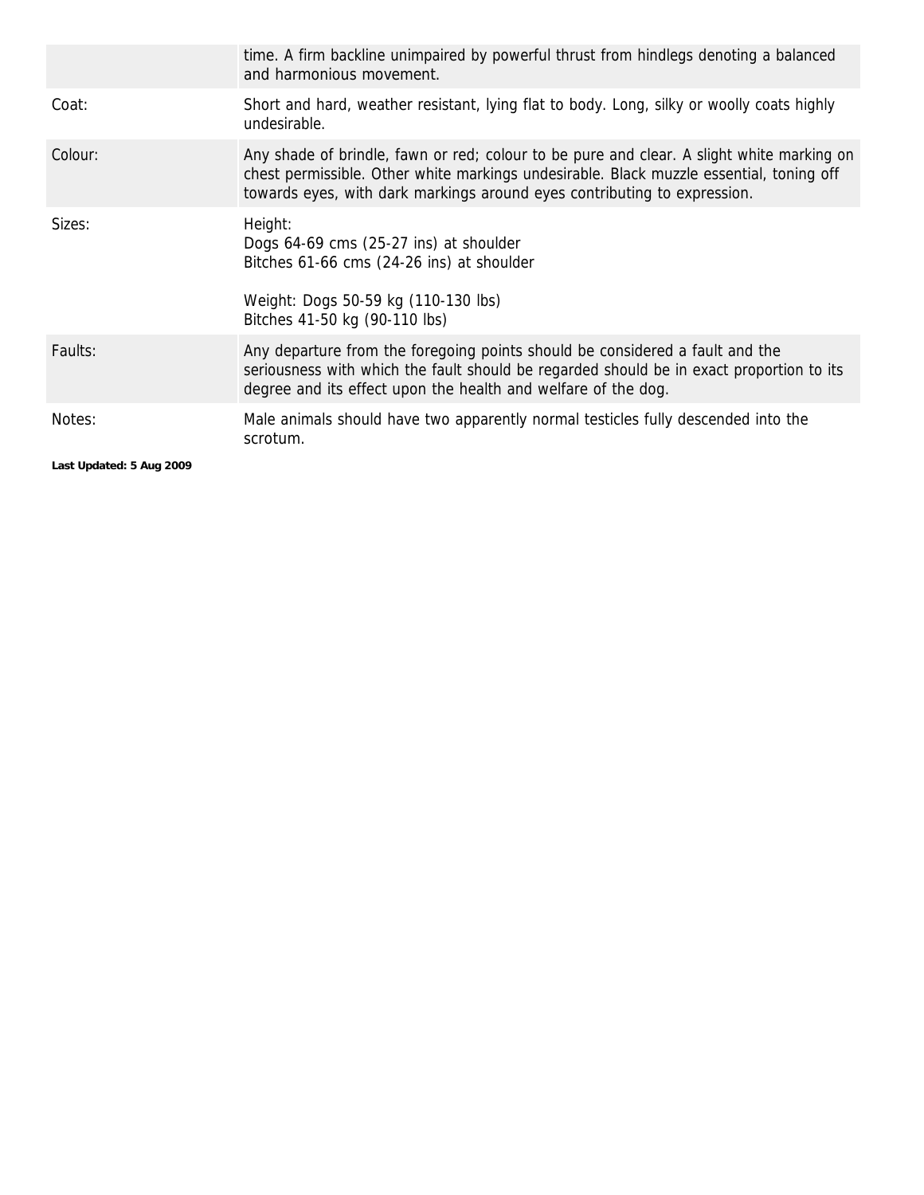| | |
|---|---|
| | time. A firm backline unimpaired by powerful thrust from hindlegs denoting a balanced and harmonious movement. |
| Coat: | Short and hard, weather resistant, lying flat to body. Long, silky or woolly coats highly undesirable. |
| Colour: | Any shade of brindle, fawn or red; colour to be pure and clear. A slight white marking on chest permissible. Other white markings undesirable. Black muzzle essential, toning off towards eyes, with dark markings around eyes contributing to expression. |
| Sizes: | Height:<br>Dogs 64-69 cms (25-27 ins) at shoulder<br>Bitches 61-66 cms (24-26 ins) at shoulder<br><br>Weight: Dogs 50-59 kg (110-130 lbs)<br>Bitches 41-50 kg (90-110 lbs) |
| Faults: | Any departure from the foregoing points should be considered a fault and the seriousness with which the fault should be regarded should be in exact proportion to its degree and its effect upon the health and welfare of the dog. |
| Notes: | Male animals should have two apparently normal testicles fully descended into the scrotum. |

**Last Updated: 5 Aug 2009**